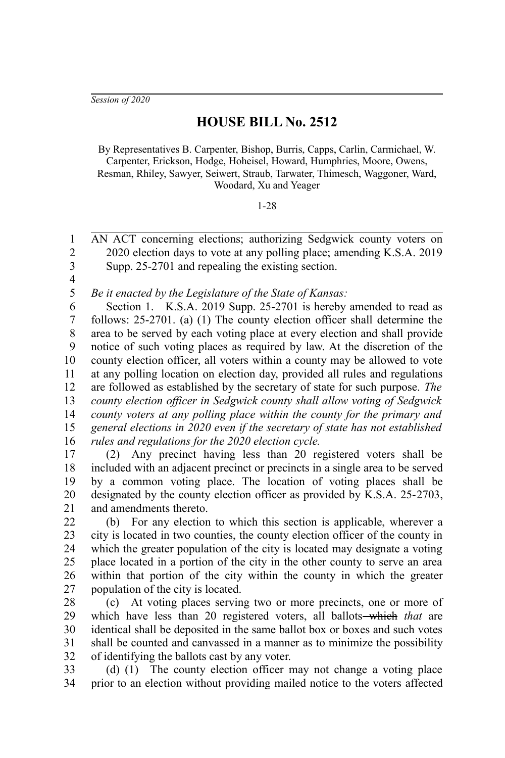*Session of 2020*

# HOUSE BILL No. 2512

By Representatives B. Carpenter, Bishop, Burris, Capps, Carlin, Carmichael, W. Carpenter, Erickson, Hodge, Hoheisel, Howard, Humphries, Moore, Owens, Resman, Rhiley, Sawyer, Seiwert, Straub, Tarwater, Thimesch, Waggoner, Ward, Woodard, Xu and Yeager

1-28

AN ACT concerning elections; authorizing Sedgwick county voters on 2020 election days to vote at any polling place; amending K.S.A. 2019 Supp. 25-2701 and repealing the existing section.

*Be it enacted by the Legislature of the State of Kansas:*

Section 1. K.S.A. 2019 Supp. 25-2701 is hereby amended to read as follows: 25-2701. (a) (1) The county election officer shall determine the area to be served by each voting place at every election and shall provide notice of such voting places as required by law. At the discretion of the county election officer, all voters within a county may be allowed to vote at any polling location on election day, provided all rules and regulations are followed as established by the secretary of state for such purpose. *The county election officer in Sedgwick county shall allow voting of Sedgwick county voters at any polling place within the county for the primary and general elections in 2020 even if the secretary of state has not established rules and regulations for the 2020 election cycle.*

(2) Any precinct having less than 20 registered voters shall be included with an adjacent precinct or precincts in a single area to be served by a common voting place. The location of voting places shall be designated by the county election officer as provided by K.S.A. 25-2703, and amendments thereto.

(b) For any election to which this section is applicable, wherever a city is located in two counties, the county election officer of the county in which the greater population of the city is located may designate a voting place located in a portion of the city in the other county to serve an area within that portion of the city within the county in which the greater population of the city is located.

(c) At voting places serving two or more precincts, one or more of which have less than 20 registered voters, all ballots ~~which~~ *that* are identical shall be deposited in the same ballot box or boxes and such votes shall be counted and canvassed in a manner as to minimize the possibility of identifying the ballots cast by any voter.

(d) (1) The county election officer may not change a voting place prior to an election without providing mailed notice to the voters affected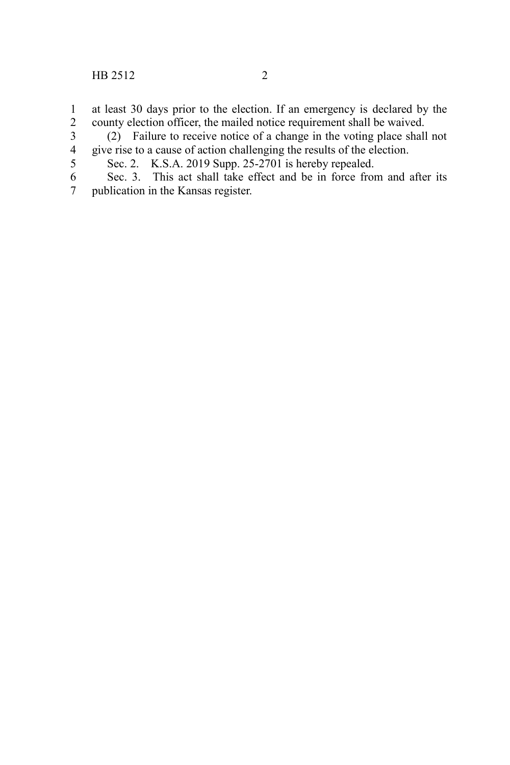at least 30 days prior to the election. If an emergency is declared by the county election officer, the mailed notice requirement shall be waived.

(2) Failure to receive notice of a change in the voting place shall not give rise to a cause of action challenging the results of the election.

Sec. 2. K.S.A. 2019 Supp. 25-2701 is hereby repealed.

Sec. 3. This act shall take effect and be in force from and after its publication in the Kansas register.